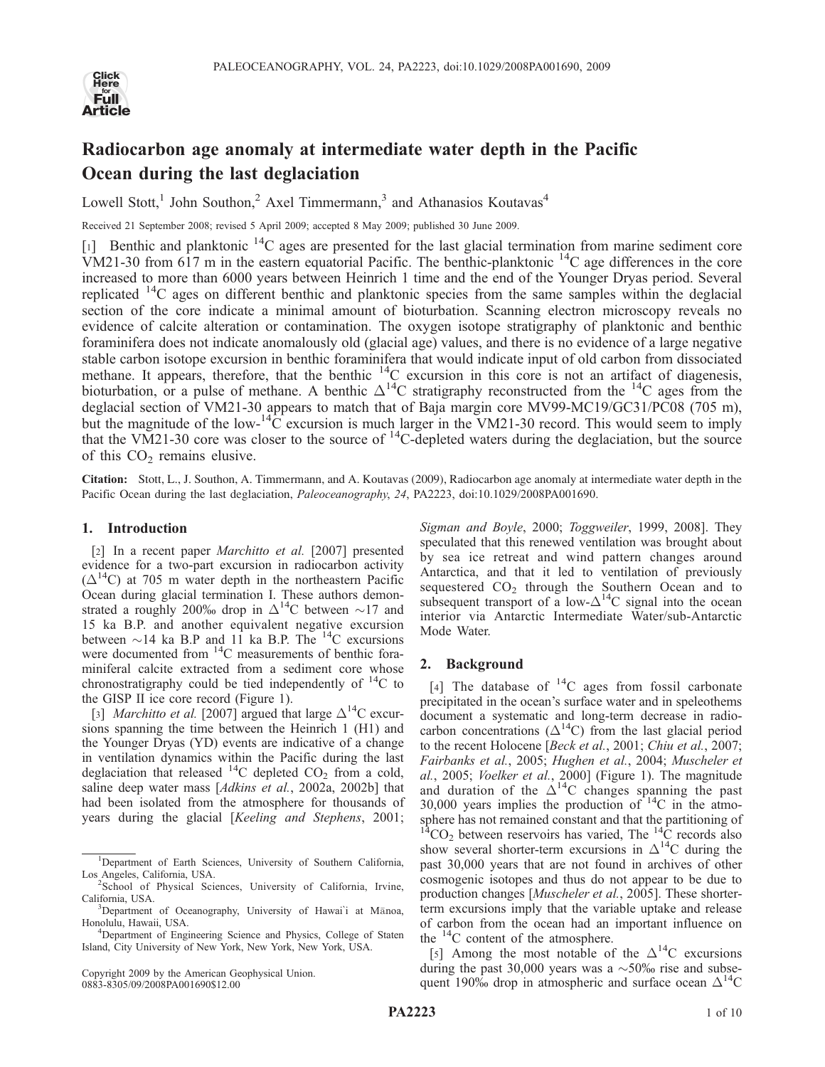# Radiocarbon age anomaly at intermediate water depth in the Pacific Ocean during the last deglaciation

Lowell Stott,[1] John Southon,[2] Axel Timmermann,[3] and Athanasios Koutavas[4]

Received 21 September 2008; revised 5 April 2009; accepted 8 May 2009; published 30 June 2009.

[1] Benthic and planktonic $^{14}C$ ages are presented for the last glacial termination from marine sediment core VM21-30 from 617 m in the eastern equatorial Pacific. The benthic-planktonic $^{14}C$ age differences in the core increased to more than 6000 years between Heinrich 1 time and the end of the Younger Dryas period. Several replicated $^{14}C$ ages on different benthic and planktonic species from the same samples within the deglacial section of the core indicate a minimal amount of bioturbation. Scanning electron microscopy reveals no evidence of calcite alteration or contamination. The oxygen isotope stratigraphy of planktonic and benthic foraminifera does not indicate anomalously old (glacial age) values, and there is no evidence of a large negative stable carbon isotope excursion in benthic foraminifera that would indicate input of old carbon from dissociated methane. It appears, therefore, that the benthic $^{14}C$ excursion in this core is not an artifact of diagenesis, bioturbation, or a pulse of methane. A benthic $\Delta^{14}C$ stratigraphy reconstructed from the $^{14}C$ ages from the deglacial section of VM21-30 appears to match that of Baja margin core MV99-MC19/GC31/PC08 (705 m), but the magnitude of the low-$^{14}C$ excursion is much larger in the VM21-30 record. This would seem to imply that the VM21-30 core was closer to the source of $^{14}C$-depleted waters during the deglaciation, but the source of this $CO_2$ remains elusive.

**Citation:** Stott, L., J. Southon, A. Timmermann, and A. Koutavas (2009), Radiocarbon age anomaly at intermediate water depth in the Pacific Ocean during the last deglaciation, *Paleoceanography*, *24*, PA2223, doi:10.1029/2008PA001690.

## 1. Introduction

[2] In a recent paper *Marchitto et al.* [2007] presented evidence for a two-part excursion in radiocarbon activity ($\Delta^{14}C$) at 705 m water depth in the northeastern Pacific Ocean during glacial termination I. These authors demonstrated a roughly 200‰ drop in $\Delta^{14}C$ between ~17 and 15 ka B.P. and another equivalent negative excursion between ~14 ka B.P and 11 ka B.P. The $^{14}C$ excursions were documented from $^{14}C$ measurements of benthic foraminiferal calcite extracted from a sediment core whose chronostratigraphy could be tied independently of $^{14}C$ to the GISP II ice core record (Figure 1).

[3] *Marchitto et al.* [2007] argued that large $\Delta^{14}C$ excursions spanning the time between the Heinrich 1 (H1) and the Younger Dryas (YD) events are indicative of a change in ventilation dynamics within the Pacific during the last deglaciation that released $^{14}C$ depleted $CO_2$ from a cold, saline deep water mass [*Adkins et al.*, 2002a, 2002b] that had been isolated from the atmosphere for thousands of years during the glacial [*Keeling and Stephens*, 2001; *Sigman and Boyle*, 2000; *Toggweiler*, 1999, 2008]. They speculated that this renewed ventilation was brought about by sea ice retreat and wind pattern changes around Antarctica, and that it led to ventilation of previously sequestered $CO_2$ through the Southern Ocean and to subsequent transport of a low-$\Delta^{14}C$ signal into the ocean interior via Antarctic Intermediate Water/sub-Antarctic Mode Water.

## 2. Background

[4] The database of $^{14}C$ ages from fossil carbonate precipitated in the ocean's surface water and in speleothems document a systematic and long-term decrease in radiocarbon concentrations ($\Delta^{14}C$) from the last glacial period to the recent Holocene [*Beck et al.*, 2001; *Chiu et al.*, 2007; *Fairbanks et al.*, 2005; *Hughen et al.*, 2004; *Muscheler et al.*, 2005; *Voelker et al.*, 2000] (Figure 1). The magnitude and duration of the $\Delta^{14}C$ changes spanning the past 30,000 years implies the production of $^{14}C$ in the atmosphere has not remained constant and that the partitioning of $^{14}CO_2$ between reservoirs has varied, The $^{14}C$ records also show several shorter-term excursions in $\Delta^{14}C$ during the past 30,000 years that are not found in archives of other cosmogenic isotopes and thus do not appear to be due to production changes [*Muscheler et al.*, 2005]. These shorter-term excursions imply that the variable uptake and release of carbon from the ocean had an important influence on the $^{14}C$ content of the atmosphere.

[5] Among the most notable of the $\Delta^{14}C$ excursions during the past 30,000 years was a ~50‰ rise and subsequent 190‰ drop in atmospheric and surface ocean $\Delta^{14}C$

---

[1] Department of Earth Sciences, University of Southern California, Los Angeles, California, USA.

[2] School of Physical Sciences, University of California, Irvine, California, USA.

[3] Department of Oceanography, University of Hawai`i at Mānoa, Honolulu, Hawaii, USA.

[4] Department of Engineering Science and Physics, College of Staten Island, City University of New York, New York, New York, USA.

Copyright 2009 by the American Geophysical Union.
0883-8305/09/2008PA001690$12.00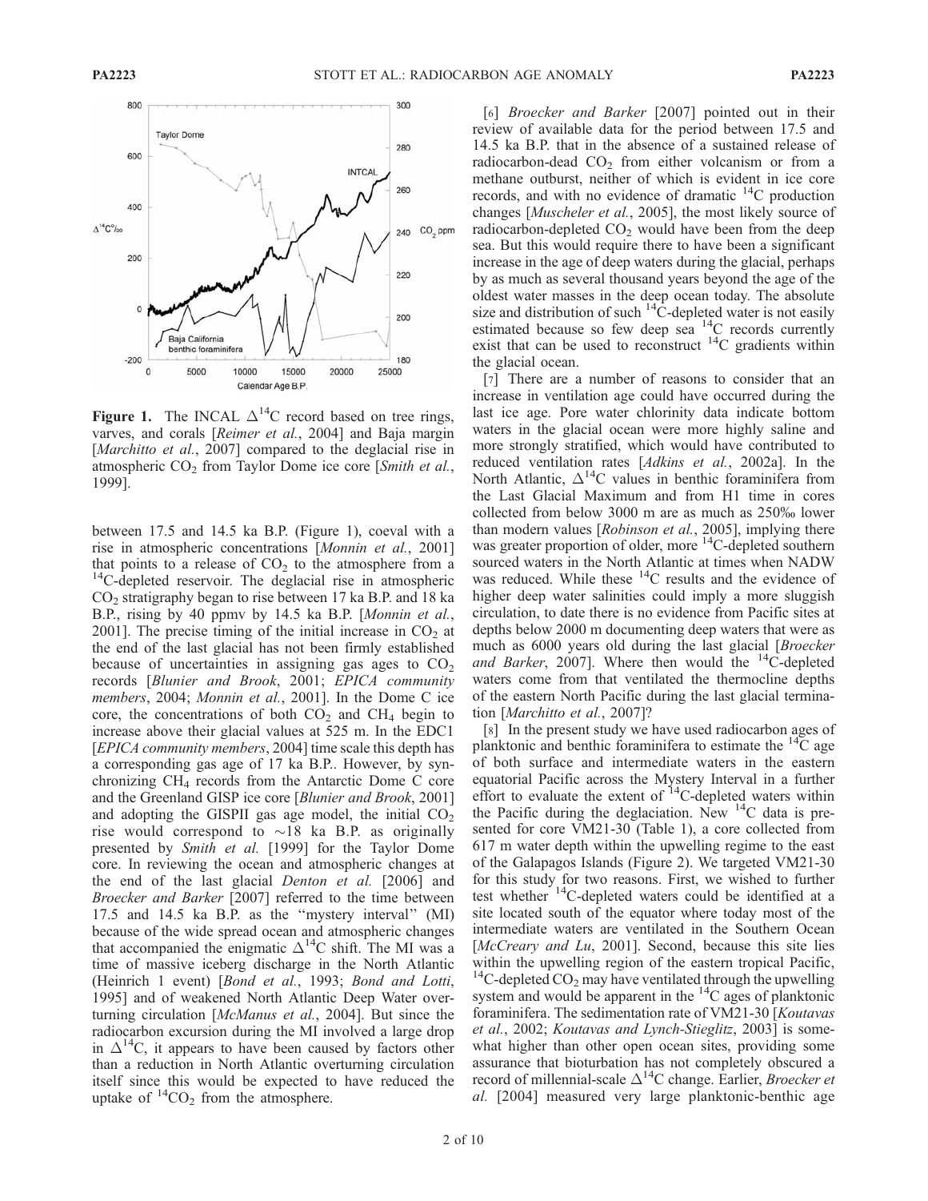**Figure 1.** The INCAL $\Delta^{14}C$ record based on tree rings, varves, and corals [*Reimer et al.*, 2004] and Baja margin [*Marchitto et al.*, 2007] compared to the deglacial rise in atmospheric $CO_2$ from Taylor Dome ice core [*Smith et al.*, 1999].

between 17.5 and 14.5 ka B.P. (Figure 1), coeval with a rise in atmospheric concentrations [*Monnin et al.*, 2001] that points to a release of $CO_2$ to the atmosphere from a $^{14}C$-depleted reservoir. The deglacial rise in atmospheric $CO_2$ stratigraphy began to rise between 17 ka B.P. and 18 ka B.P., rising by 40 ppmv by 14.5 ka B.P. [*Monnin et al.*, 2001]. The precise timing of the initial increase in $CO_2$ at the end of the last glacial has not been firmly established because of uncertainties in assigning gas ages to $CO_2$ records [*Blunier and Brook*, 2001; *EPICA community members*, 2004; *Monnin et al.*, 2001]. In the Dome C ice core, the concentrations of both $CO_2$ and $CH_4$ begin to increase above their glacial values at 525 m. In the EDC1 [*EPICA community members*, 2004] time scale this depth has a corresponding gas age of 17 ka B.P.. However, by synchronizing $CH_4$ records from the Antarctic Dome C core and the Greenland GISP ice core [*Blunier and Brook*, 2001] and adopting the GISPII gas age model, the initial $CO_2$ rise would correspond to ~18 ka B.P. as originally presented by *Smith et al.* [1999] for the Taylor Dome core. In reviewing the ocean and atmospheric changes at the end of the last glacial *Denton et al.* [2006] and *Broecker and Barker* [2007] referred to the time between 17.5 and 14.5 ka B.P. as the "mystery interval" (MI) because of the wide spread ocean and atmospheric changes that accompanied the enigmatic $\Delta^{14}C$ shift. The MI was a time of massive iceberg discharge in the North Atlantic (Heinrich 1 event) [*Bond et al.*, 1993; *Bond and Lotti*, 1995] and of weakened North Atlantic Deep Water overturning circulation [*McManus et al.*, 2004]. But since the radiocarbon excursion during the MI involved a large drop in $\Delta^{14}C$, it appears to have been caused by factors other than a reduction in North Atlantic overturning circulation itself since this would be expected to have reduced the uptake of $^{14}CO_2$ from the atmosphere.

[6] *Broecker and Barker* [2007] pointed out in their review of available data for the period between 17.5 and 14.5 ka B.P. that in the absence of a sustained release of radiocarbon-dead $CO_2$ from either volcanism or from a methane outburst, neither of which is evident in ice core records, and with no evidence of dramatic $^{14}C$ production changes [*Muscheler et al.*, 2005], the most likely source of radiocarbon-depleted $CO_2$ would have been from the deep sea. But this would require there to have been a significant increase in the age of deep waters during the glacial, perhaps by as much as several thousand years beyond the age of the oldest water masses in the deep ocean today. The absolute size and distribution of such $^{14}C$-depleted water is not easily estimated because so few deep sea $^{14}C$ records currently exist that can be used to reconstruct $^{14}C$ gradients within the glacial ocean.

[7] There are a number of reasons to consider that an increase in ventilation age could have occurred during the last ice age. Pore water chlorinity data indicate bottom waters in the glacial ocean were more highly saline and more strongly stratified, which would have contributed to reduced ventilation rates [*Adkins et al.*, 2002a]. In the North Atlantic, $\Delta^{14}C$ values in benthic foraminifera from the Last Glacial Maximum and from H1 time in cores collected from below 3000 m are as much as 250‰ lower than modern values [*Robinson et al.*, 2005], implying there was greater proportion of older, more $^{14}C$-depleted southern sourced waters in the North Atlantic at times when NADW was reduced. While these $^{14}C$ results and the evidence of higher deep water salinities could imply a more sluggish circulation, to date there is no evidence from Pacific sites at depths below 2000 m documenting deep waters that were as much as 6000 years old during the last glacial [*Broecker and Barker*, 2007]. Where then would the $^{14}C$-depleted waters come from that ventilated the thermocline depths of the eastern North Pacific during the last glacial termination [*Marchitto et al.*, 2007]?

[8] In the present study we have used radiocarbon ages of planktonic and benthic foraminifera to estimate the $^{14}C$ age of both surface and intermediate waters in the eastern equatorial Pacific across the Mystery Interval in a further effort to evaluate the extent of $^{14}C$-depleted waters within the Pacific during the deglaciation. New $^{14}C$ data is presented for core VM21-30 (Table 1), a core collected from 617 m water depth within the upwelling regime to the east of the Galapagos Islands (Figure 2). We targeted VM21-30 for this study for two reasons. First, we wished to further test whether $^{14}C$-depleted waters could be identified at a site located south of the equator where today most of the intermediate waters are ventilated in the Southern Ocean [*McCreary and Lu*, 2001]. Second, because this site lies within the upwelling region of the eastern tropical Pacific, $^{14}C$-depleted $CO_2$ may have ventilated through the upwelling system and would be apparent in the $^{14}C$ ages of planktonic foraminifera. The sedimentation rate of VM21-30 [*Koutavas et al.*, 2002; *Koutavas and Lynch-Stieglitz*, 2003] is somewhat higher than other open ocean sites, providing some assurance that bioturbation has not completely obscured a record of millennial-scale $\Delta^{14}C$ change. Earlier, *Broecker et al.* [2004] measured very large planktonic-benthic age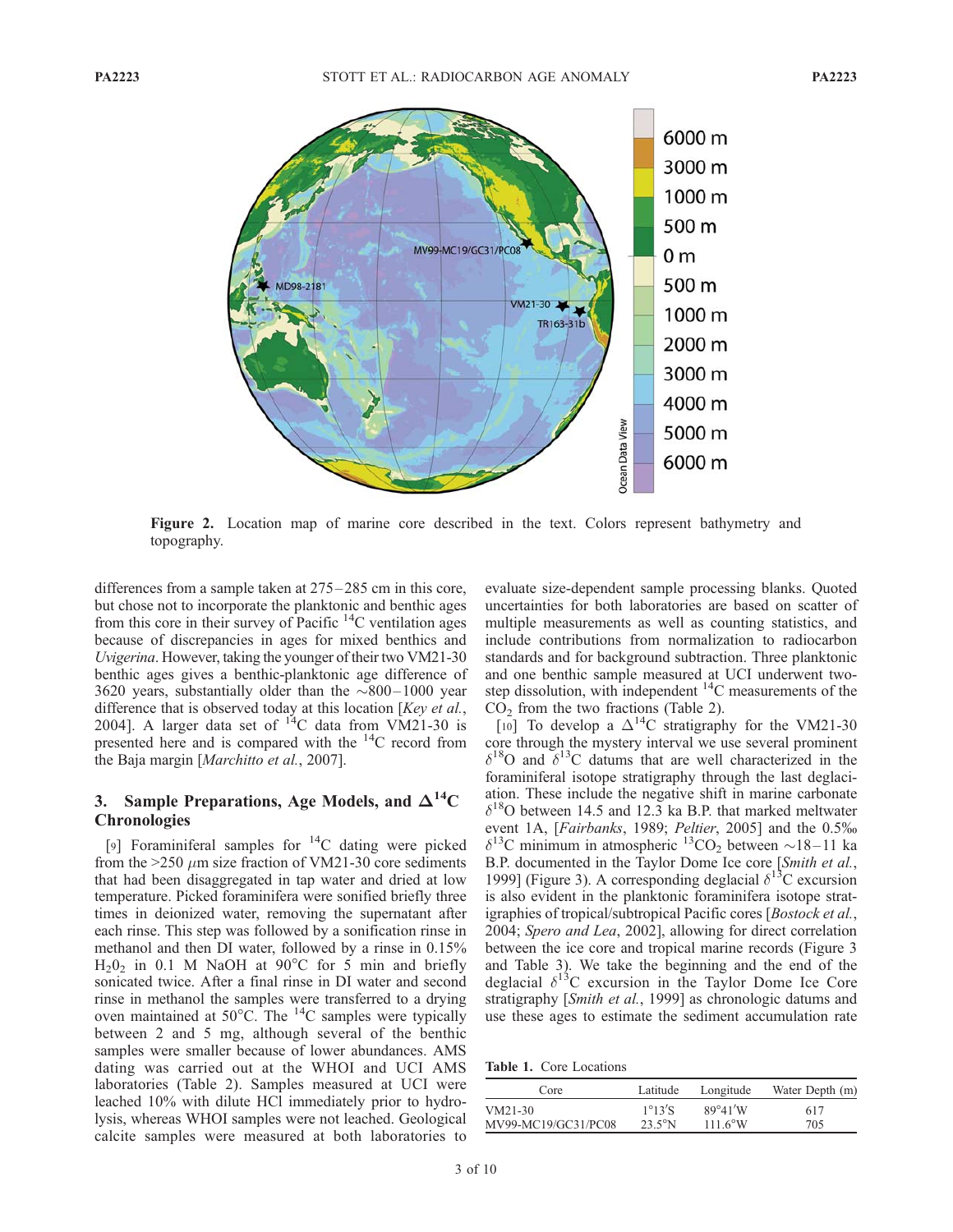Figure 2. Location map of marine core described in the text. Colors represent bathymetry and topography.

differences from a sample taken at 275–285 cm in this core, but chose not to incorporate the planktonic and benthic ages from this core in their survey of Pacific $^{14}C$ ventilation ages because of discrepancies in ages for mixed benthics and *Uvigerina*. However, taking the younger of their two VM21-30 benthic ages gives a benthic-planktonic age difference of 3620 years, substantially older than the ~800–1000 year difference that is observed today at this location [*Key et al.*, 2004]. A larger data set of $^{14}C$ data from VM21-30 is presented here and is compared with the $^{14}C$ record from the Baja margin [*Marchitto et al.*, 2007].

## 3. Sample Preparations, Age Models, and $\Delta^{14}C$ Chronologies

[9] Foraminiferal samples for $^{14}C$ dating were picked from the >250 $\mu$m size fraction of VM21-30 core sediments that had been disaggregated in tap water and dried at low temperature. Picked foraminifera were sonified briefly three times in deionized water, removing the supernatant after each rinse. This step was followed by a sonification rinse in methanol and then DI water, followed by a rinse in 0.15% $H_2O_2$ in 0.1 M NaOH at 90°C for 5 min and briefly sonicated twice. After a final rinse in DI water and second rinse in methanol the samples were transferred to a drying oven maintained at 50°C. The $^{14}C$ samples were typically between 2 and 5 mg, although several of the benthic samples were smaller because of lower abundances. AMS dating was carried out at the WHOI and UCI AMS laboratories (Table 2). Samples measured at UCI were leached 10% with dilute HCl immediately prior to hydrolysis, whereas WHOI samples were not leached. Geological calcite samples were measured at both laboratories to evaluate size-dependent sample processing blanks. Quoted uncertainties for both laboratories are based on scatter of multiple measurements as well as counting statistics, and include contributions from normalization to radiocarbon standards and for background subtraction. Three planktonic and one benthic sample measured at UCI underwent two-step dissolution, with independent $^{14}C$ measurements of the $CO_2$ from the two fractions (Table 2).

[10] To develop a $\Delta^{14}C$ stratigraphy for the VM21-30 core through the mystery interval we use several prominent $\delta^{18}O$ and $\delta^{13}C$ datums that are well characterized in the foraminiferal isotope stratigraphy through the last deglaciation. These include the negative shift in marine carbonate $\delta^{18}O$ between 14.5 and 12.3 ka B.P. that marked meltwater event 1A, [*Fairbanks*, 1989; *Peltier*, 2005] and the 0.5‰ $\delta^{13}C$ minimum in atmospheric $^{13}CO_2$ between ~18–11 ka B.P. documented in the Taylor Dome Ice core [*Smith et al.*, 1999] (Figure 3). A corresponding deglacial $\delta^{13}C$ excursion is also evident in the planktonic foraminifera isotope stratigraphies of tropical/subtropical Pacific cores [*Bostock et al.*, 2004; *Spero and Lea*, 2002], allowing for direct correlation between the ice core and tropical marine records (Figure 3 and Table 3). We take the beginning and the end of the deglacial $\delta^{13}C$ excursion in the Taylor Dome Ice Core stratigraphy [*Smith et al.*, 1999] as chronologic datums and use these ages to estimate the sediment accumulation rate

**Table 1.** Core Locations

| Core | Latitude | Longitude | Water Depth (m) |
|---|---|---|---|
| VM21-30 | 1°13′S | 89°41′W | 617 |
| MV99-MC19/GC31/PC08 | 23.5°N | 111.6°W | 705 |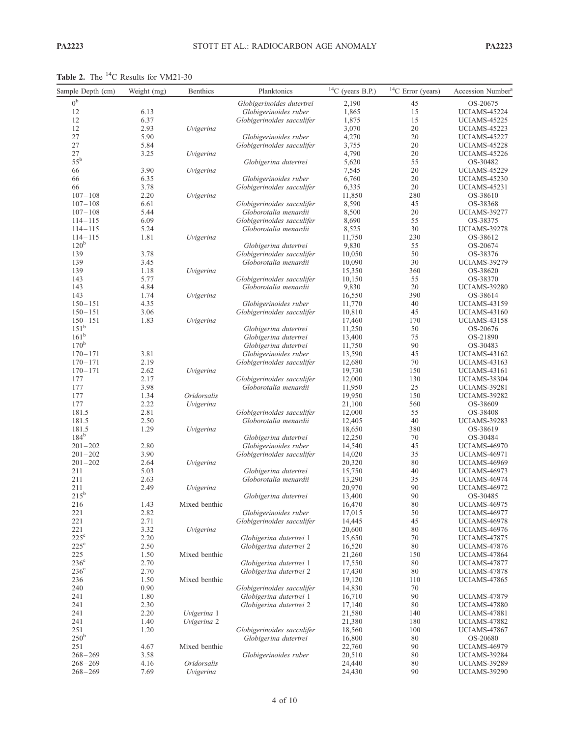**Table 2.** The $^{14}$C Results for VM21-30

| Sample Depth (cm) | Weight (mg) | Benthics | Planktonics | $^{14}$C (years B.P.) | $^{14}$C Error (years) | Accession Number[a] |
|---|---|---|---|---|---|---|
| 0[b] | | | *Globigerinoides dutertrei* | 2,190 | 45 | OS-20675 |
| 12 | 6.13 | | *Globigerinoides ruber* | 1,865 | 15 | UCIAMS-45224 |
| 12 | 6.37 | | *Globigerinoides sacculifer* | 1,875 | 15 | UCIAMS-45225 |
| 12 | 2.93 | *Uvigerina* | | 3,070 | 20 | UCIAMS-45223 |
| 27 | 5.90 | | *Globigerinoides ruber* | 4,270 | 20 | UCIAMS-45227 |
| 27 | 5.84 | | *Globigerinoides sacculifer* | 3,755 | 20 | UCIAMS-45228 |
| 27 | 3.25 | *Uvigerina* | | 4,790 | 20 | UCIAMS-45226 |
| 55[b] | | | *Globigerina dutertrei* | 5,620 | 55 | OS-30482 |
| 66 | 3.90 | *Uvigerina* | | 7,545 | 20 | UCIAMS-45229 |
| 66 | 6.35 | | *Globigerinoides ruber* | 6,760 | 20 | UCIAMS-45230 |
| 66 | 3.78 | | *Globigerinoides sacculifer* | 6,335 | 20 | UCIAMS-45231 |
| 107–108 | 2.20 | *Uvigerina* | | 11,850 | 280 | OS-38610 |
| 107–108 | 6.61 | | *Globigerinoides sacculifer* | 8,590 | 45 | OS-38368 |
| 107–108 | 5.44 | | *Globorotalia menardii* | 8,500 | 20 | UCIAMS-39277 |
| 114–115 | 6.09 | | *Globigerinoides sacculifer* | 8,690 | 55 | OS-38375 |
| 114–115 | 5.24 | | *Globorotalia menardii* | 8,525 | 30 | UCIAMS-39278 |
| 114–115 | 1.81 | *Uvigerina* | | 11,750 | 230 | OS-38612 |
| 120[b] | | | *Globigerina dutertrei* | 9,830 | 55 | OS-20674 |
| 139 | 3.78 | | *Globigerinoides sacculifer* | 10,050 | 50 | OS-38376 |
| 139 | 3.45 | | *Globorotalia menardii* | 10,090 | 30 | UCIAMS-39279 |
| 139 | 1.18 | *Uvigerina* | | 15,350 | 360 | OS-38620 |
| 143 | 5.77 | | *Globigerinoides sacculifer* | 10,150 | 55 | OS-38370 |
| 143 | 4.84 | | *Globorotalia menardii* | 9,830 | 20 | UCIAMS-39280 |
| 143 | 1.74 | *Uvigerina* | | 16,550 | 390 | OS-38614 |
| 150–151 | 4.35 | | *Globigerinoides ruber* | 11,770 | 40 | UCIAMS-43159 |
| 150–151 | 3.06 | | *Globigerinoides sacculifer* | 10,810 | 45 | UCIAMS-43160 |
| 150–151 | 1.83 | *Uvigerina* | | 17,460 | 170 | UCIAMS-43158 |
| 151[b] | | | *Globigerina dutertrei* | 11,250 | 50 | OS-20676 |
| 161[b] | | | *Globigerina dutertrei* | 13,400 | 75 | OS-21890 |
| 170[b] | | | *Globigerina dutertrei* | 11,750 | 90 | OS-30483 |
| 170–171 | 3.81 | | *Globigerinoides ruber* | 13,590 | 45 | UCIAMS-43162 |
| 170–171 | 2.19 | | *Globigerinoides sacculifer* | 12,680 | 70 | UCIAMS-43163 |
| 170–171 | 2.62 | *Uvigerina* | | 19,730 | 150 | UCIAMS-43161 |
| 177 | 2.17 | | *Globigerinoides sacculifer* | 12,000 | 130 | UCIAMS-38304 |
| 177 | 3.98 | | *Globorotalia menardii* | 11,950 | 25 | UCIAMS-39281 |
| 177 | 1.34 | *Oridorsalis* | | 19,950 | 150 | UCIAMS-39282 |
| 177 | 2.22 | *Uvigerina* | | 21,100 | 560 | OS-38609 |
| 181.5 | 2.81 | | *Globigerinoides sacculifer* | 12,000 | 55 | OS-38408 |
| 181.5 | 2.50 | | *Globorotalia menardii* | 12,405 | 40 | UCIAMS-39283 |
| 181.5 | 1.29 | *Uvigerina* | | 18,650 | 380 | OS-38619 |
| 184[b] | | | *Globigerina dutertrei* | 12,250 | 70 | OS-30484 |
| 201–202 | 2.80 | | *Globigerinoides ruber* | 14,540 | 45 | UCIAMS-46970 |
| 201–202 | 3.90 | | *Globigerinoides sacculifer* | 14,020 | 35 | UCIAMS-46971 |
| 201–202 | 2.64 | *Uvigerina* | | 20,320 | 80 | UCIAMS-46969 |
| 211 | 5.03 | | *Globigerina dutertrei* | 15,750 | 40 | UCIAMS-46973 |
| 211 | 2.63 | | *Globorotalia menardii* | 13,290 | 35 | UCIAMS-46974 |
| 211 | 2.49 | *Uvigerina* | | 20,970 | 90 | UCIAMS-46972 |
| 215[b] | | | *Globigerina dutertrei* | 13,400 | 90 | OS-30485 |
| 216 | 1.43 | Mixed benthic | | 16,470 | 80 | UCIAMS-46975 |
| 221 | 2.82 | | *Globigerinoides ruber* | 17,015 | 50 | UCIAMS-46977 |
| 221 | 2.71 | | *Globigerinoides sacculifer* | 14,445 | 45 | UCIAMS-46978 |
| 221 | 3.32 | *Uvigerina* | | 20,600 | 80 | UCIAMS-46976 |
| 225[c] | 2.20 | | *Globigerina dutertrei* 1 | 15,650 | 70 | UCIAMS-47875 |
| 225[c] | 2.50 | | *Globigerina dutertrei* 2 | 16,520 | 80 | UCIAMS-47876 |
| 225 | 1.50 | Mixed benthic | | 21,260 | 150 | UCIAMS-47864 |
| 236[c] | 2.70 | | *Globigerina dutertrei* 1 | 17,550 | 80 | UCIAMS-47877 |
| 236[c] | 2.70 | | *Globigerina dutertrei* 2 | 17,430 | 80 | UCIAMS-47878 |
| 236 | 1.50 | Mixed benthic | | 19,120 | 110 | UCIAMS-47865 |
| 240 | 0.90 | | *Globigerinoides sacculifer* | 14,830 | 70 | |
| 241 | 1.80 | | *Globigerina dutertrei* 1 | 16,710 | 90 | UCIAMS-47879 |
| 241 | 2.30 | | *Globigerina dutertrei* 2 | 17,140 | 80 | UCIAMS-47880 |
| 241 | 2.20 | *Uvigerina* 1 | | 21,580 | 140 | UCIAMS-47881 |
| 241 | 1.40 | *Uvigerina* 2 | | 21,380 | 180 | UCIAMS-47882 |
| 251 | 1.20 | | *Globigerinoides sacculifer* | 18,560 | 100 | UCIAMS-47867 |
| 250[b] | | | *Globigerina dutertrei* | 16,800 | 80 | OS-20680 |
| 251 | 4.67 | Mixed benthic | | 22,760 | 90 | UCIAMS-46979 |
| 268–269 | 3.58 | | *Globigerinoides ruber* | 20,510 | 80 | UCIAMS-39284 |
| 268–269 | 4.16 | *Oridorsalis* | | 24,440 | 80 | UCIAMS-39289 |
| 268–269 | 7.69 | *Uvigerina* | | 24,430 | 90 | UCIAMS-39290 |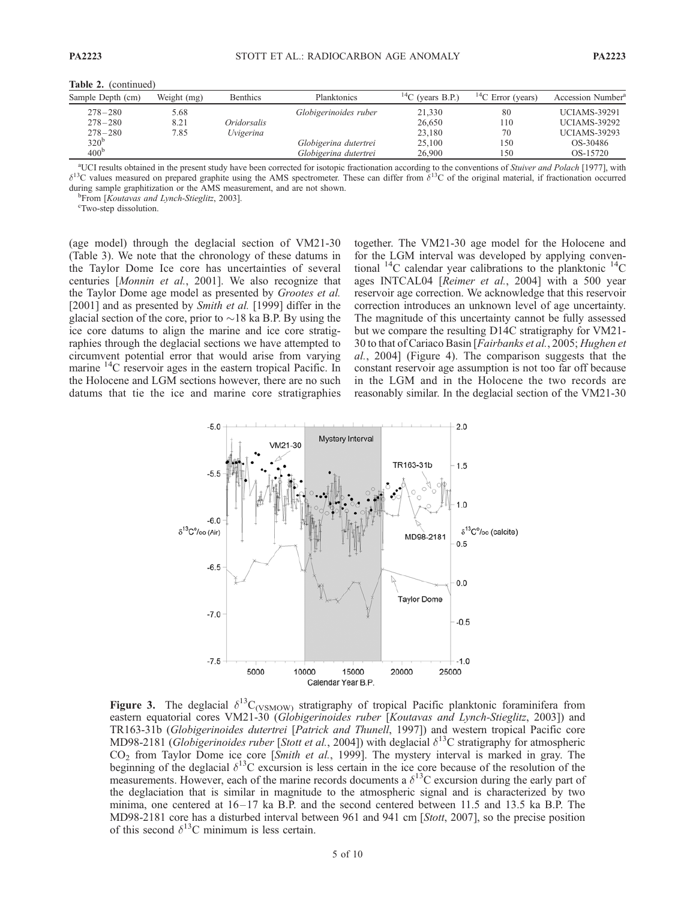**Table 2.** (continued)

| Sample Depth (cm) | Weight (mg) | Benthics | Planktonics | $^{14}C$ (years B.P.) | $^{14}C$ Error (years) | Accession Number[a] |
|---|---|---|---|---|---|---|
| 278–280 | 5.68 | | *Globigerinoides ruber* | 21,330 | 80 | UCIAMS-39291 |
| 278–280 | 8.21 | *Oridorsalis* | | 26,650 | 110 | UCIAMS-39292 |
| 278–280 | 7.85 | *Uvigerina* | | 23,180 | 70 | UCIAMS-39293 |
| 320[b] | | | *Globigerina dutertrei* | 25,100 | 150 | OS-30486 |
| 400[b] | | | *Globigerina dutertrei* | 26,900 | 150 | OS-15720 |

[a]UCI results obtained in the present study have been corrected for isotopic fractionation according to the conventions of *Stuiver and Polach* [1977], with $\delta^{13}C$ values measured on prepared graphite using the AMS spectrometer. These can differ from $\delta^{13}C$ of the original material, if fractionation occurred during sample graphitization or the AMS measurement, and are not shown.

[b]From [*Koutavas and Lynch-Stieglitz*, 2003].

[c]Two-step dissolution.

(age model) through the deglacial section of VM21-30 (Table 3). We note that the chronology of these datums in the Taylor Dome Ice core has uncertainties of several centuries [*Monnin et al.*, 2001]. We also recognize that the Taylor Dome age model as presented by *Grootes et al.* [2001] and as presented by *Smith et al.* [1999] differ in the glacial section of the core, prior to ~18 ka B.P. By using the ice core datums to align the marine and ice core stratigraphies through the deglacial sections we have attempted to circumvent potential error that would arise from varying marine $^{14}C$ reservoir ages in the eastern tropical Pacific. In the Holocene and LGM sections however, there are no such datums that tie the ice and marine core stratigraphies together. The VM21-30 age model for the Holocene and for the LGM interval was developed by applying conventional $^{14}C$ calendar year calibrations to the planktonic $^{14}C$ ages INTCAL04 [*Reimer et al.*, 2004] with a 500 year reservoir age correction. We acknowledge that this reservoir correction introduces an unknown level of age uncertainty. The magnitude of this uncertainty cannot be fully assessed but we compare the resulting D14C stratigraphy for VM21-30 to that of Cariaco Basin [*Fairbanks et al.*, 2005; *Hughen et al.*, 2004] (Figure 4). The comparison suggests that the constant reservoir age assumption is not too far off because in the LGM and in the Holocene the two records are reasonably similar. In the deglacial section of the VM21-30

**Figure 3.** The deglacial $\delta^{13}C_{(VSMOW)}$ stratigraphy of tropical Pacific planktonic foraminifera from eastern equatorial cores VM21-30 (*Globigerinoides ruber* [*Koutavas and Lynch-Stieglitz*, 2003]) and TR163-31b (*Globigerinoides dutertrei* [*Patrick and Thunell*, 1997]) and western tropical Pacific core MD98-2181 (*Globigerinoides ruber* [*Stott et al.*, 2004]) with deglacial $\delta^{13}C$ stratigraphy for atmospheric $CO_2$ from Taylor Dome ice core [*Smith et al.*, 1999]. The mystery interval is marked in gray. The beginning of the deglacial $\delta^{13}C$ excursion is less certain in the ice core because of the resolution of the measurements. However, each of the marine records documents a $\delta^{13}C$ excursion during the early part of the deglaciation that is similar in magnitude to the atmospheric signal and is characterized by two minima, one centered at 16–17 ka B.P. and the second centered between 11.5 and 13.5 ka B.P. The MD98-2181 core has a disturbed interval between 961 and 941 cm [*Stott*, 2007], so the precise position of this second $\delta^{13}C$ minimum is less certain.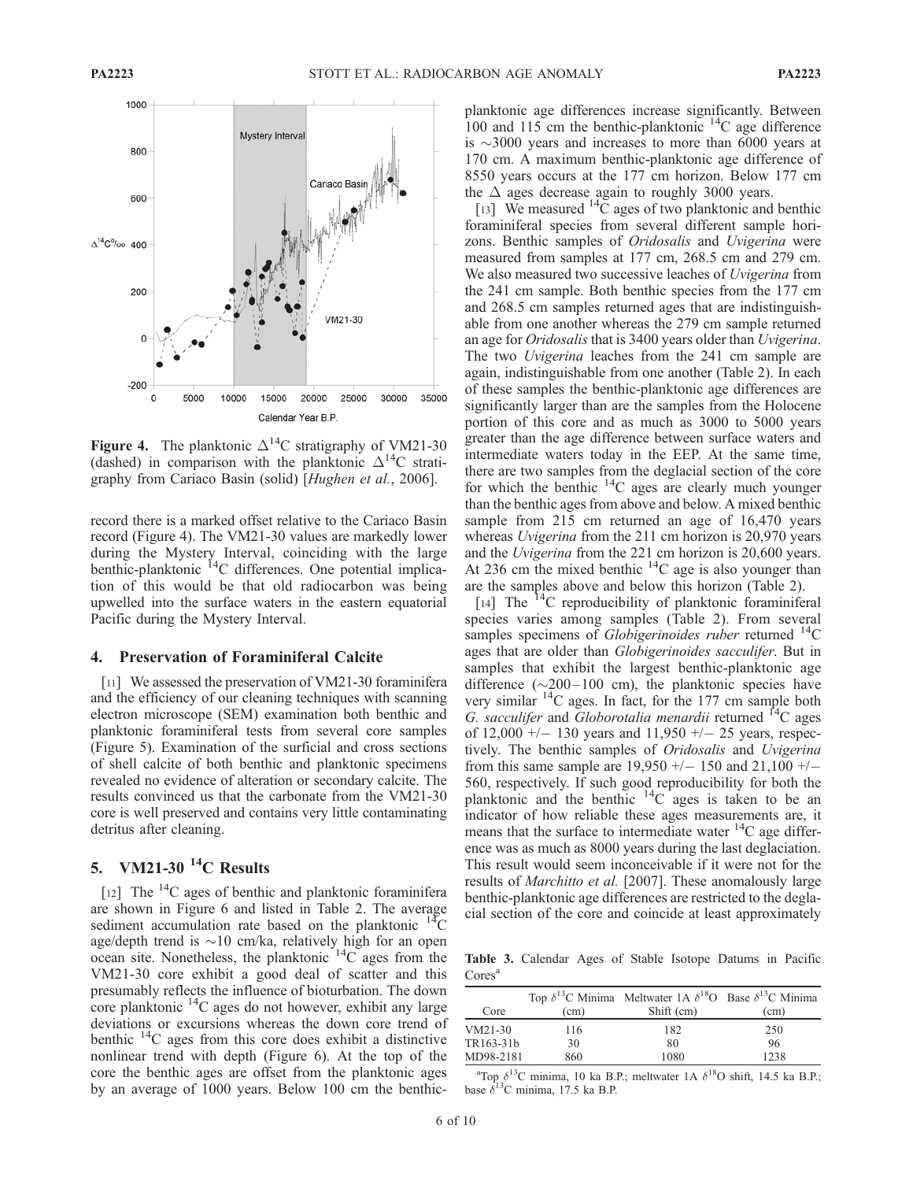**Figure 4.** The planktonic $\Delta^{14}C$ stratigraphy of VM21-30 (dashed) in comparison with the planktonic $\Delta^{14}C$ stratigraphy from Cariaco Basin (solid) [*Hughen et al.*, 2006].

record there is a marked offset relative to the Cariaco Basin record (Figure 4). The VM21-30 values are markedly lower during the Mystery Interval, coinciding with the large benthic-planktonic $^{14}C$ differences. One potential implication of this would be that old radiocarbon was being upwelled into the surface waters in the eastern equatorial Pacific during the Mystery Interval.

## 4. Preservation of Foraminiferal Calcite

[11] We assessed the preservation of VM21-30 foraminifera and the efficiency of our cleaning techniques with scanning electron microscope (SEM) examination both benthic and planktonic foraminiferal tests from several core samples (Figure 5). Examination of the surficial and cross sections of shell calcite of both benthic and planktonic specimens revealed no evidence of alteration or secondary calcite. The results convinced us that the carbonate from the VM21-30 core is well preserved and contains very little contaminating detritus after cleaning.

## 5. VM21-30 $^{14}C$ Results

[12] The $^{14}C$ ages of benthic and planktonic foraminifera are shown in Figure 6 and listed in Table 2. The average sediment accumulation rate based on the planktonic $^{14}C$ age/depth trend is ~10 cm/ka, relatively high for an open ocean site. Nonetheless, the planktonic $^{14}C$ ages from the VM21-30 core exhibit a good deal of scatter and this presumably reflects the influence of bioturbation. The down core planktonic $^{14}C$ ages do not however, exhibit any large deviations or excursions whereas the down core trend of benthic $^{14}C$ ages from this core does exhibit a distinctive nonlinear trend with depth (Figure 6). At the top of the core the benthic ages are offset from the planktonic ages by an average of 1000 years. Below 100 cm the benthic-planktonic age differences increase significantly. Between 100 and 115 cm the benthic-planktonic $^{14}C$ age difference is ~3000 years and increases to more than 6000 years at 170 cm. A maximum benthic-planktonic age difference of 8550 years occurs at the 177 cm horizon. Below 177 cm the $\Delta$ ages decrease again to roughly 3000 years.

[13] We measured $^{14}C$ ages of two planktonic and benthic foraminiferal species from several different sample horizons. Benthic samples of *Oridosalis* and *Uvigerina* were measured from samples at 177 cm, 268.5 cm and 279 cm. We also measured two successive leaches of *Uvigerina* from the 241 cm sample. Both benthic species from the 177 cm and 268.5 cm samples returned ages that are indistinguishable from one another whereas the 279 cm sample returned an age for *Oridosalis* that is 3400 years older than *Uvigerina*. The two *Uvigerina* leaches from the 241 cm sample are again, indistinguishable from one another (Table 2). In each of these samples the benthic-planktonic age differences are significantly larger than are the samples from the Holocene portion of this core and as much as 3000 to 5000 years greater than the age difference between surface waters and intermediate waters today in the EEP. At the same time, there are two samples from the deglacial section of the core for which the benthic $^{14}C$ ages are clearly much younger than the benthic ages from above and below. A mixed benthic sample from 215 cm returned an age of 16,470 years whereas *Uvigerina* from the 211 cm horizon is 20,970 years and the *Uvigerina* from the 221 cm horizon is 20,600 years. At 236 cm the mixed benthic $^{14}C$ age is also younger than are the samples above and below this horizon (Table 2).

[14] The $^{14}C$ reproducibility of planktonic foraminiferal species varies among samples (Table 2). From several samples specimens of *Globigerinoides ruber* returned $^{14}C$ ages that are older than *Globigerinoides sacculifer*. But in samples that exhibit the largest benthic-planktonic age difference (~200–100 cm), the planktonic species have very similar $^{14}C$ ages. In fact, for the 177 cm sample both *G. sacculifer* and *Globorotalia menardii* returned $^{14}C$ ages of 12,000 +/− 130 years and 11,950 +/− 25 years, respectively. The benthic samples of *Oridosalis* and *Uvigerina* from this same sample are 19,950 +/− 150 and 21,100 +/− 560, respectively. If such good reproducibility for both the planktonic and the benthic $^{14}C$ ages is taken to be an indicator of how reliable these ages measurements are, it means that the surface to intermediate water $^{14}C$ age difference was as much as 8000 years during the last deglaciation. This result would seem inconceivable if it were not for the results of *Marchitto et al.* [2007]. These anomalously large benthic-planktonic age differences are restricted to the deglacial section of the core and coincide at least approximately

**Table 3.** Calendar Ages of Stable Isotope Datums in Pacific Cores[a]

| Core | Top $\delta^{13}C$ Minima (cm) | Meltwater 1A $\delta^{18}O$ Shift (cm) | Base $\delta^{13}C$ Minima (cm) |
|---|---|---|---|
| VM21-30 | 116 | 182 | 250 |
| TR163-31b | 30 | 80 | 96 |
| MD98-2181 | 860 | 1080 | 1238 |

[a]Top $\delta^{13}C$ minima, 10 ka B.P.; meltwater 1A $\delta^{18}O$ shift, 14.5 ka B.P.; base $\delta^{13}C$ minima, 17.5 ka B.P.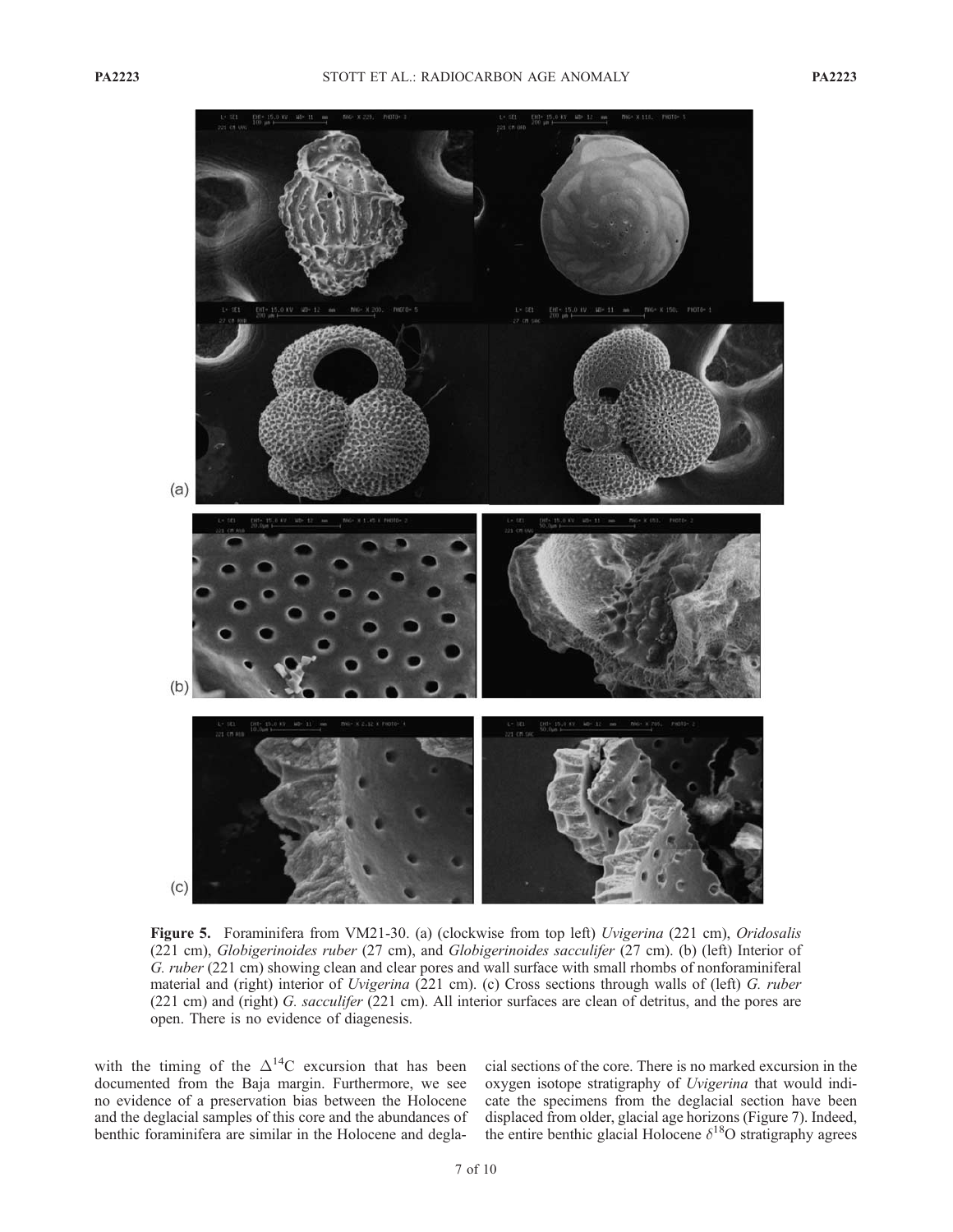**Figure 5.** Foraminifera from VM21-30. (a) (clockwise from top left) *Uvigerina* (221 cm), *Oridosalis* (221 cm), *Globigerinoides ruber* (27 cm), and *Globigerinoides sacculifer* (27 cm). (b) (left) Interior of *G. ruber* (221 cm) showing clean and clear pores and wall surface with small rhombs of nonforaminiferal material and (right) interior of *Uvigerina* (221 cm). (c) Cross sections through walls of (left) *G. ruber* (221 cm) and (right) *G. sacculifer* (221 cm). All interior surfaces are clean of detritus, and the pores are open. There is no evidence of diagenesis.

with the timing of the $\Delta^{14}C$ excursion that has been documented from the Baja margin. Furthermore, we see no evidence of a preservation bias between the Holocene and the deglacial samples of this core and the abundances of benthic foraminifera are similar in the Holocene and deglacial sections of the core. There is no marked excursion in the oxygen isotope stratigraphy of *Uvigerina* that would indicate the specimens from the deglacial section have been displaced from older, glacial age horizons (Figure 7). Indeed, the entire benthic glacial Holocene $\delta^{18}O$ stratigraphy agrees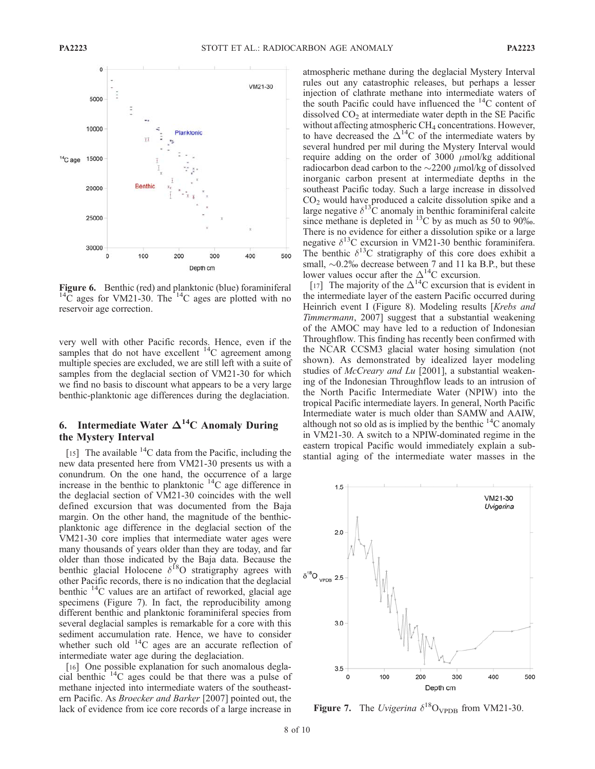Figure 6. Benthic (red) and planktonic (blue) foraminiferal $^{14}C$ ages for VM21-30. The $^{14}C$ ages are plotted with no reservoir age correction.

very well with other Pacific records. Hence, even if the samples that do not have excellent $^{14}C$ agreement among multiple species are excluded, we are still left with a suite of samples from the deglacial section of VM21-30 for which we find no basis to discount what appears to be a very large benthic-planktonic age differences during the deglaciation.

## 6. Intermediate Water $\Delta^{14}C$ Anomaly During the Mystery Interval

[15] The available $^{14}C$ data from the Pacific, including the new data presented here from VM21-30 presents us with a conundrum. On the one hand, the occurrence of a large increase in the benthic to planktonic $^{14}C$ age difference in the deglacial section of VM21-30 coincides with the well defined excursion that was documented from the Baja margin. On the other hand, the magnitude of the benthic-planktonic age difference in the deglacial section of the VM21-30 core implies that intermediate water ages were many thousands of years older than they are today, and far older than those indicated by the Baja data. Because the benthic glacial Holocene $\delta^{18}O$ stratigraphy agrees with other Pacific records, there is no indication that the deglacial benthic $^{14}C$ values are an artifact of reworked, glacial age specimens (Figure 7). In fact, the reproducibility among different benthic and planktonic foraminiferal species from several deglacial samples is remarkable for a core with this sediment accumulation rate. Hence, we have to consider whether such old $^{14}C$ ages are an accurate reflection of intermediate water age during the deglaciation.

[16] One possible explanation for such anomalous deglacial benthic $^{14}C$ ages could be that there was a pulse of methane injected into intermediate waters of the southeastern Pacific. As *Broecker and Barker* [2007] pointed out, the lack of evidence from ice core records of a large increase in atmospheric methane during the deglacial Mystery Interval rules out any catastrophic releases, but perhaps a lesser injection of clathrate methane into intermediate waters of the south Pacific could have influenced the $^{14}C$ content of dissolved $CO_2$ at intermediate water depth in the SE Pacific without affecting atmospheric $CH_4$ concentrations. However, to have decreased the $\Delta^{14}C$ of the intermediate waters by several hundred per mil during the Mystery Interval would require adding on the order of 3000 $\mu$mol/kg additional radiocarbon dead carbon to the ~2200 $\mu$mol/kg of dissolved inorganic carbon present at intermediate depths in the southeast Pacific today. Such a large increase in dissolved $CO_2$ would have produced a calcite dissolution spike and a large negative $\delta^{13}C$ anomaly in benthic foraminiferal calcite since methane is depleted in $^{13}C$ by as much as 50 to 90‰. There is no evidence for either a dissolution spike or a large negative $\delta^{13}C$ excursion in VM21-30 benthic foraminifera. The benthic $\delta^{13}C$ stratigraphy of this core does exhibit a small, ~0.2‰ decrease between 7 and 11 ka B.P., but these lower values occur after the $\Delta^{14}C$ excursion.

[17] The majority of the $\Delta^{14}C$ excursion that is evident in the intermediate layer of the eastern Pacific occurred during Heinrich event I (Figure 8). Modeling results [*Krebs and Timmermann*, 2007] suggest that a substantial weakening of the AMOC may have led to a reduction of Indonesian Throughflow. This finding has recently been confirmed with the NCAR CCSM3 glacial water hosing simulation (not shown). As demonstrated by idealized layer modeling studies of *McCreary and Lu* [2001], a substantial weakening of the Indonesian Throughflow leads to an intrusion of the North Pacific Intermediate Water (NPIW) into the tropical Pacific intermediate layers. In general, North Pacific Intermediate water is much older than SAMW and AAIW, although not so old as is implied by the benthic $^{14}C$ anomaly in VM21-30. A switch to a NPIW-dominated regime in the eastern tropical Pacific would immediately explain a substantial aging of the intermediate water masses in the

Figure 7. The *Uvigerina* $\delta^{18}O_{VPDB}$ from VM21-30.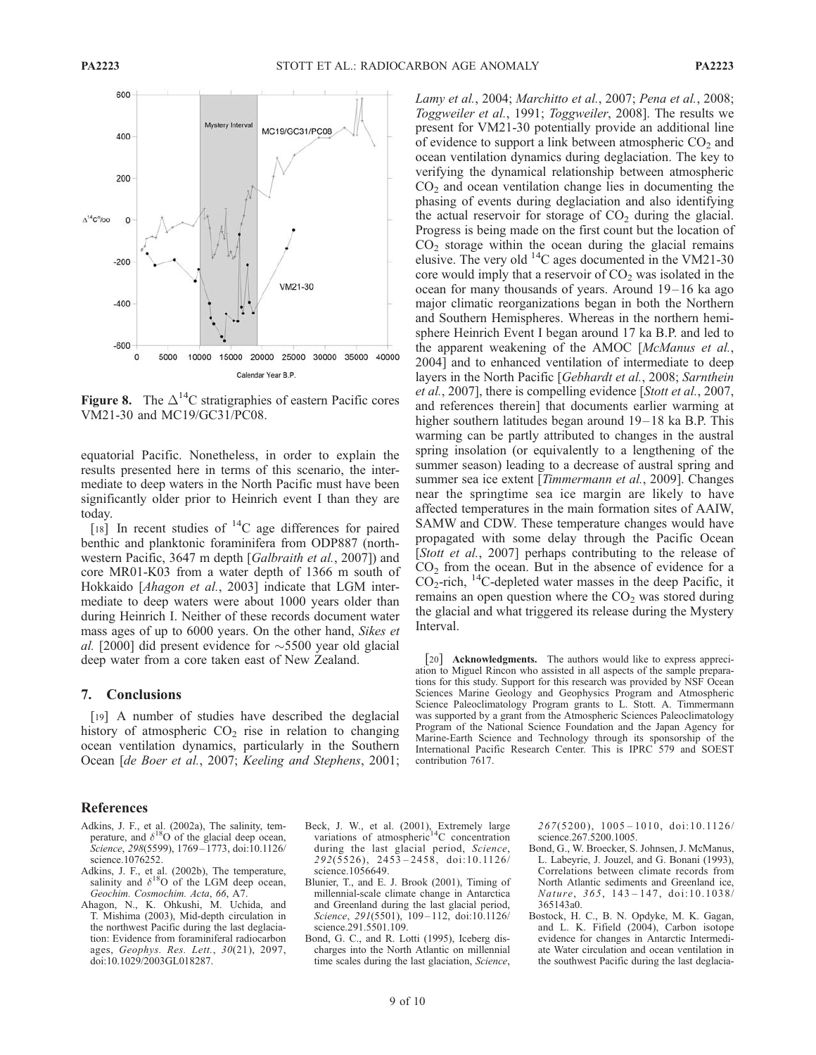**Figure 8.** The $\Delta^{14}C$ stratigraphies of eastern Pacific cores VM21-30 and MC19/GC31/PC08.

equatorial Pacific. Nonetheless, in order to explain the results presented here in terms of this scenario, the intermediate to deep waters in the North Pacific must have been significantly older prior to Heinrich event I than they are today.

[18] In recent studies of $^{14}C$ age differences for paired benthic and planktonic foraminifera from ODP887 (northwestern Pacific, 3647 m depth [*Galbraith et al.*, 2007]) and core MR01-K03 from a water depth of 1366 m south of Hokkaido [*Ahagon et al.*, 2003] indicate that LGM intermediate to deep waters were about 1000 years older than during Heinrich I. Neither of these records document water mass ages of up to 6000 years. On the other hand, *Sikes et al.* [2000] did present evidence for ~5500 year old glacial deep water from a core taken east of New Zealand.

## 7. Conclusions

[19] A number of studies have described the deglacial history of atmospheric $CO_2$ rise in relation to changing ocean ventilation dynamics, particularly in the Southern Ocean [*de Boer et al.*, 2007; *Keeling and Stephens*, 2001; *Lamy et al.*, 2004; *Marchitto et al.*, 2007; *Pena et al.*, 2008; *Toggweiler et al.*, 1991; *Toggweiler*, 2008]. The results we present for VM21-30 potentially provide an additional line of evidence to support a link between atmospheric $CO_2$ and ocean ventilation dynamics during deglaciation. The key to verifying the dynamical relationship between atmospheric $CO_2$ and ocean ventilation change lies in documenting the phasing of events during deglaciation and also identifying the actual reservoir for storage of $CO_2$ during the glacial. Progress is being made on the first count but the location of $CO_2$ storage within the ocean during the glacial remains elusive. The very old $^{14}C$ ages documented in the VM21-30 core would imply that a reservoir of $CO_2$ was isolated in the ocean for many thousands of years. Around 19–16 ka ago major climatic reorganizations began in both the Northern and Southern Hemispheres. Whereas in the northern hemisphere Heinrich Event I began around 17 ka B.P. and led to the apparent weakening of the AMOC [*McManus et al.*, 2004] and to enhanced ventilation of intermediate to deep layers in the North Pacific [*Gebhardt et al.*, 2008; *Sarnthein et al.*, 2007], there is compelling evidence [*Stott et al.*, 2007, and references therein] that documents earlier warming at higher southern latitudes began around 19–18 ka B.P. This warming can be partly attributed to changes in the austral spring insolation (or equivalently to a lengthening of the summer season) leading to a decrease of austral spring and summer sea ice extent [*Timmermann et al.*, 2009]. Changes near the springtime sea ice margin are likely to have affected temperatures in the main formation sites of AAIW, SAMW and CDW. These temperature changes would have propagated with some delay through the Pacific Ocean [*Stott et al.*, 2007] perhaps contributing to the release of $CO_2$ from the ocean. But in the absence of evidence for a $CO_2$-rich, $^{14}C$-depleted water masses in the deep Pacific, it remains an open question where the $CO_2$ was stored during the glacial and what triggered its release during the Mystery Interval.

[20] **Acknowledgments.** The authors would like to express appreciation to Miguel Rincon who assisted in all aspects of the sample preparations for this study. Support for this research was provided by NSF Ocean Sciences Marine Geology and Geophysics Program and Atmospheric Science Paleoclimatology Program grants to L. Stott. A. Timmermann was supported by a grant from the Atmospheric Sciences Paleoclimatology Program of the National Science Foundation and the Japan Agency for Marine-Earth Science and Technology through its sponsorship of the International Pacific Research Center. This is IPRC 579 and SOEST contribution 7617.

## References

Adkins, J. F., et al. (2002a), The salinity, temperature, and $\delta^{18}O$ of the glacial deep ocean, *Science*, *298*(5599), 1769–1773, doi:10.1126/science.1076252.

Adkins, J. F., et al. (2002b), The temperature, salinity and $\delta^{18}O$ of the LGM deep ocean, *Geochim. Cosmochim. Acta*, *66*, A7.

Ahagon, N., K. Ohkushi, M. Uchida, and T. Mishima (2003), Mid-depth circulation in the northwest Pacific during the last deglaciation: Evidence from foraminiferal radiocarbon ages, *Geophys. Res. Lett.*, *30*(21), 2097, doi:10.1029/2003GL018287.

Beck, J. W., et al. (2001), Extremely large variations of atmospheric $^{14}C$ concentration during the last glacial period, *Science*, *292*(5526), 2453–2458, doi:10.1126/science.1056649.

Blunier, T., and E. J. Brook (2001), Timing of millennial-scale climate change in Antarctica and Greenland during the last glacial period, *Science*, *291*(5501), 109–112, doi:10.1126/science.291.5501.109.

Bond, G. C., and R. Lotti (1995), Iceberg discharges into the North Atlantic on millennial time scales during the last glaciation, *Science*, *267*(5200), 1005–1010, doi:10.1126/science.267.5200.1005.

Bond, G., W. Broecker, S. Johnsen, J. McManus, L. Labeyrie, J. Jouzel, and G. Bonani (1993), Correlations between climate records from North Atlantic sediments and Greenland ice, *Nature*, *365*, 143–147, doi:10.1038/365143a0.

Bostock, H. C., B. N. Opdyke, M. K. Gagan, and L. K. Fifield (2004), Carbon isotope evidence for changes in Antarctic Intermediate Water circulation and ocean ventilation in the southwest Pacific during the last deglacia-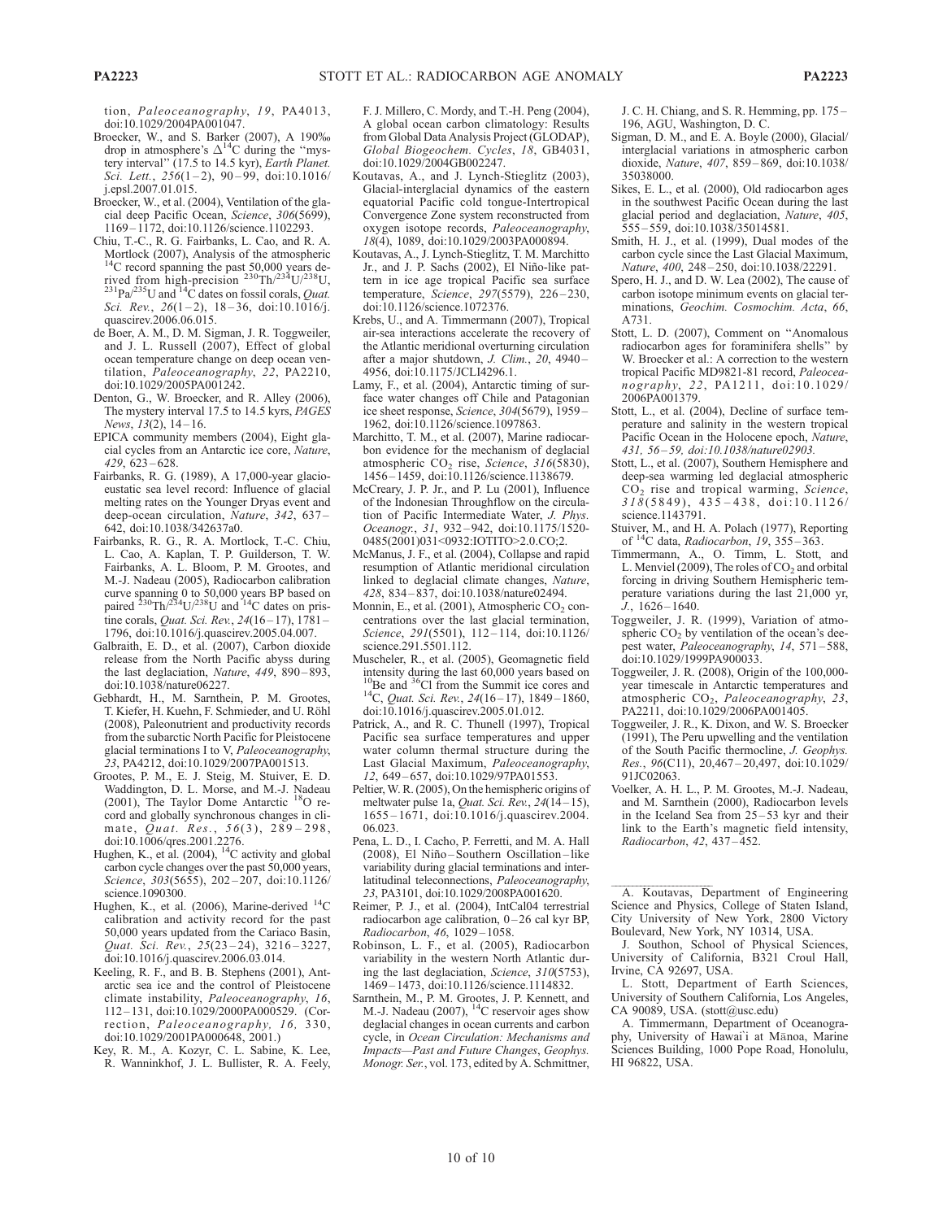tion, *Paleoceanography*, *19*, PA4013, doi:10.1029/2004PA001047.

Broecker, W., and S. Barker (2007), A 190‰ drop in atmosphere's $\Delta^{14}C$ during the "mystery interval" (17.5 to 14.5 kyr), *Earth Planet. Sci. Lett.*, *256*(1–2), 90–99, doi:10.1016/j.epsl.2007.01.015.

Broecker, W., et al. (2004), Ventilation of the glacial deep Pacific Ocean, *Science*, *306*(5699), 1169–1172, doi:10.1126/science.1102293.

Chiu, T.-C., R. G. Fairbanks, L. Cao, and R. A. Mortlock (2007), Analysis of the atmospheric $^{14}C$ record spanning the past 50,000 years derived from high-precision $^{230}Th/^{234}U/^{238}U$, $^{231}Pa/^{235}U$ and $^{14}C$ dates on fossil corals, *Quat. Sci. Rev.*, *26*(1–2), 18–36, doi:10.1016/j.quascirev.2006.06.015.

de Boer, A. M., D. M. Sigman, J. R. Toggweiler, and J. L. Russell (2007), Effect of global ocean temperature change on deep ocean ventilation, *Paleoceanography*, *22*, PA2210, doi:10.1029/2005PA001242.

Denton, G., W. Broecker, and R. Alley (2006), The mystery interval 17.5 to 14.5 kyrs, *PAGES News*, *13*(2), 14–16.

EPICA community members (2004), Eight glacial cycles from an Antarctic ice core, *Nature*, *429*, 623–628.

Fairbanks, R. G. (1989), A 17,000-year glacio-eustatic sea level record: Influence of glacial melting rates on the Younger Dryas event and deep-ocean circulation, *Nature*, *342*, 637–642, doi:10.1038/342637a0.

Fairbanks, R. G., R. A. Mortlock, T.-C. Chiu, L. Cao, A. Kaplan, T. P. Guilderson, T. W. Fairbanks, A. L. Bloom, P. M. Grootes, and M.-J. Nadeau (2005), Radiocarbon calibration curve spanning 0 to 50,000 years BP based on paired $^{230}Th/^{234}U/^{238}U$ and $^{14}C$ dates on pristine corals, *Quat. Sci. Rev.*, *24*(16–17), 1781–1796, doi:10.1016/j.quascirev.2005.04.007.

Galbraith, E. D., et al. (2007), Carbon dioxide release from the North Pacific abyss during the last deglaciation, *Nature*, *449*, 890–893, doi:10.1038/nature06227.

Gebhardt, H., M. Sarnthein, P. M. Grootes, T. Kiefer, H. Kuehn, F. Schmieder, and U. Röhl (2008), Paleonutrient and productivity records from the subarctic North Pacific for Pleistocene glacial terminations I to V, *Paleoceanography*, *23*, PA4212, doi:10.1029/2007PA001513.

Grootes, P. M., E. J. Steig, M. Stuiver, E. D. Waddington, D. L. Morse, and M.-J. Nadeau (2001), The Taylor Dome Antarctic $^{18}O$ record and globally synchronous changes in climate, *Quat. Res.*, *56*(3), 289–298, doi:10.1006/qres.2001.2276.

Hughen, K., et al. (2004), $^{14}C$ activity and global carbon cycle changes over the past 50,000 years, *Science*, *303*(5655), 202–207, doi:10.1126/science.1090300.

Hughen, K., et al. (2006), Marine-derived $^{14}C$ calibration and activity record for the past 50,000 years updated from the Cariaco Basin, *Quat. Sci. Rev.*, *25*(23–24), 3216–3227, doi:10.1016/j.quascirev.2006.03.014.

Keeling, R. F., and B. B. Stephens (2001), Antarctic sea ice and the control of Pleistocene climate instability, *Paleoceanography*, *16*, 112–131, doi:10.1029/2000PA000529. (Correction, *Paleoceanography, 16,* 330, doi:10.1029/2001PA000648, 2001.)

Key, R. M., A. Kozyr, C. L. Sabine, K. Lee, R. Wanninkhof, J. L. Bullister, R. A. Feely, F. J. Millero, C. Mordy, and T.-H. Peng (2004), A global ocean carbon climatology: Results from Global Data Analysis Project (GLODAP), *Global Biogeochem. Cycles*, *18*, GB4031, doi:10.1029/2004GB002247.

Koutavas, A., and J. Lynch-Stieglitz (2003), Glacial-interglacial dynamics of the eastern equatorial Pacific cold tongue-Intertropical Convergence Zone system reconstructed from oxygen isotope records, *Paleoceanography*, *18*(4), 1089, doi:10.1029/2003PA000894.

Koutavas, A., J. Lynch-Stieglitz, T. M. Marchitto Jr., and J. P. Sachs (2002), El Niño-like pattern in ice age tropical Pacific sea surface temperature, *Science*, *297*(5579), 226–230, doi:10.1126/science.1072376.

Krebs, U., and A. Timmermann (2007), Tropical air-sea interactions accelerate the recovery of the Atlantic meridional overturning circulation after a major shutdown, *J. Clim.*, *20*, 4940–4956, doi:10.1175/JCLI4296.1.

Lamy, F., et al. (2004), Antarctic timing of surface water changes off Chile and Patagonian ice sheet response, *Science*, *304*(5679), 1959–1962, doi:10.1126/science.1097863.

Marchitto, T. M., et al. (2007), Marine radiocarbon evidence for the mechanism of deglacial atmospheric $CO_2$ rise, *Science*, *316*(5830), 1456–1459, doi:10.1126/science.1138679.

McCreary, J. P. Jr., and P. Lu (2001), Influence of the Indonesian Throughflow on the circulation of Pacific Intermediate Water, *J. Phys. Oceanogr.*, *31*, 932–942, doi:10.1175/1520-0485(2001)031<0932:IOTITO>2.0.CO;2.

McManus, J. F., et al. (2004), Collapse and rapid resumption of Atlantic meridional circulation linked to deglacial climate changes, *Nature*, *428*, 834–837, doi:10.1038/nature02494.

Monnin, E., et al. (2001), Atmospheric $CO_2$ concentrations over the last glacial termination, *Science*, *291*(5501), 112–114, doi:10.1126/science.291.5501.112.

Muscheler, R., et al. (2005), Geomagnetic field intensity during the last 60,000 years based on $^{10}Be$ and $^{36}Cl$ from the Summit ice cores and $^{14}C$, *Quat. Sci. Rev.*, *24*(16–17), 1849–1860, doi:10.1016/j.quascirev.2005.01.012.

Patrick, A., and R. C. Thunell (1997), Tropical Pacific sea surface temperatures and upper water column thermal structure during the Last Glacial Maximum, *Paleoceanography*, *12*, 649–657, doi:10.1029/97PA01553.

Peltier, W. R. (2005), On the hemispheric origins of meltwater pulse 1a, *Quat. Sci. Rev.*, *24*(14–15), 1655–1671, doi:10.1016/j.quascirev.2004.06.023.

Pena, L. D., I. Cacho, P. Ferretti, and M. A. Hall (2008), El Niño–Southern Oscillation–like variability during glacial terminations and interlatitudinal teleconnections, *Paleoceanography*, *23*, PA3101, doi:10.1029/2008PA001620.

Reimer, P. J., et al. (2004), IntCal04 terrestrial radiocarbon age calibration, 0–26 cal kyr BP, *Radiocarbon*, *46*, 1029–1058.

Robinson, L. F., et al. (2005), Radiocarbon variability in the western North Atlantic during the last deglaciation, *Science*, *310*(5753), 1469–1473, doi:10.1126/science.1114832.

Sarnthein, M., P. M. Grootes, J. P. Kennett, and M.-J. Nadeau (2007), $^{14}C$ reservoir ages show deglacial changes in ocean currents and carbon cycle, in *Ocean Circulation: Mechanisms and Impacts—Past and Future Changes*, *Geophys. Monogr. Ser.*, vol. 173, edited by A. Schmittner, J. C. H. Chiang, and S. R. Hemming, pp. 175–196, AGU, Washington, D. C.

Sigman, D. M., and E. A. Boyle (2000), Glacial/interglacial variations in atmospheric carbon dioxide, *Nature*, *407*, 859–869, doi:10.1038/35038000.

Sikes, E. L., et al. (2000), Old radiocarbon ages in the southwest Pacific Ocean during the last glacial period and deglaciation, *Nature*, *405*, 555–559, doi:10.1038/35014581.

Smith, H. J., et al. (1999), Dual modes of the carbon cycle since the Last Glacial Maximum, *Nature*, *400*, 248–250, doi:10.1038/22291.

Spero, H. J., and D. W. Lea (2002), The cause of carbon isotope minimum events on glacial terminations, *Geochim. Cosmochim. Acta*, *66*, A731.

Stott, L. D. (2007), Comment on "Anomalous radiocarbon ages for foraminifera shells" by W. Broecker et al.: A correction to the western tropical Pacific MD9821-81 record, *Paleoceanography*, *22*, PA1211, doi:10.1029/2006PA001379.

Stott, L., et al. (2004), Decline of surface temperature and salinity in the western tropical Pacific Ocean in the Holocene epoch, *Nature*, *431, 56–59, doi:10.1038/nature02903.*

Stott, L., et al. (2007), Southern Hemisphere and deep-sea warming led deglacial atmospheric $CO_2$ rise and tropical warming, *Science*, *318*(5849), 435–438, doi:10.1126/science.1143791.

Stuiver, M., and H. A. Polach (1977), Reporting of $^{14}C$ data, *Radiocarbon*, *19*, 355–363.

Timmermann, A., O. Timm, L. Stott, and L. Menviel (2009), The roles of $CO_2$ and orbital forcing in driving Southern Hemispheric temperature variations during the last 21,000 yr, *J.*, 1626–1640.

Toggweiler, J. R. (1999), Variation of atmospheric $CO_2$ by ventilation of the ocean's deepest water, *Paleoceanography*, *14*, 571–588, doi:10.1029/1999PA900033.

Toggweiler, J. R. (2008), Origin of the 100,000-year timescale in Antarctic temperatures and atmospheric $CO_2$, *Paleoceanography*, *23*, PA2211, doi:10.1029/2006PA001405.

Toggweiler, J. R., K. Dixon, and W. S. Broecker (1991), The Peru upwelling and the ventilation of the South Pacific thermocline, *J. Geophys. Res.*, *96*(C11), 20,467–20,497, doi:10.1029/91JC02063.

Voelker, A. H. L., P. M. Grootes, M.-J. Nadeau, and M. Sarnthein (2000), Radiocarbon levels in the Iceland Sea from 25–53 kyr and their link to the Earth's magnetic field intensity, *Radiocarbon*, *42*, 437–452.

---

A. Koutavas, Department of Engineering Science and Physics, College of Staten Island, City University of New York, 2800 Victory Boulevard, New York, NY 10314, USA.

J. Southon, School of Physical Sciences, University of California, B321 Croul Hall, Irvine, CA 92697, USA.

L. Stott, Department of Earth Sciences, University of Southern California, Los Angeles, CA 90089, USA. (stott@usc.edu)

A. Timmermann, Department of Oceanography, University of Hawai'i at Mānoa, Marine Sciences Building, 1000 Pope Road, Honolulu, HI 96822, USA.